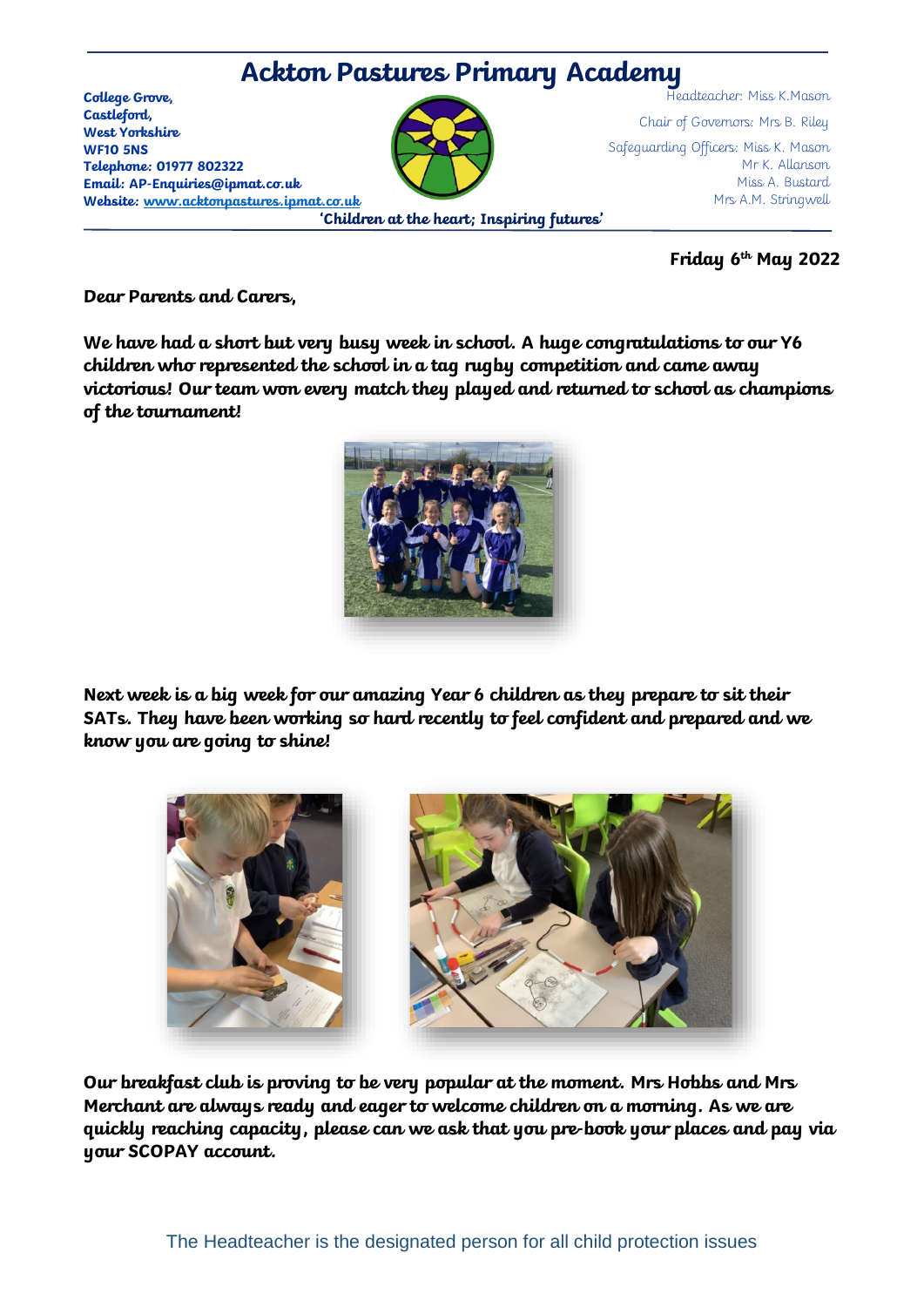# Ackton Pastures Primary Academy

**College Grove,**
**Castleford,**
**West Yorkshire**
**WF10 5NS**
**Telephone: 01977 802322**
**Email: AP-Enquiries@ipmat.co.uk**
**Website: www.acktonpastures.ipmat.co.uk**

Headteacher: Miss K.Mason

Chair of Governors: Mrs B. Riley

Safeguarding Officers: Miss K. Mason
Mr K. Allanson
Miss A. Bustard
Mrs A.M. Stringwell

**'Children at the heart; Inspiring futures'**

**Friday 6th May 2022**

**Dear Parents and Carers,**

**We have had a short but very busy week in school. A huge congratulations to our Y6 children who represented the school in a tag rugby competition and came away victorious! Our team won every match they played and returned to school as champions of the tournament!**

**Next week is a big week for our amazing Year 6 children as they prepare to sit their SATs. They have been working so hard recently to feel confident and prepared and we know you are going to shine!**

**Our breakfast club is proving to be very popular at the moment. Mrs Hobbs and Mrs Merchant are always ready and eager to welcome children on a morning. As we are quickly reaching capacity, please can we ask that you pre-book your places and pay via your SCOPAY account.**

The Headteacher is the designated person for all child protection issues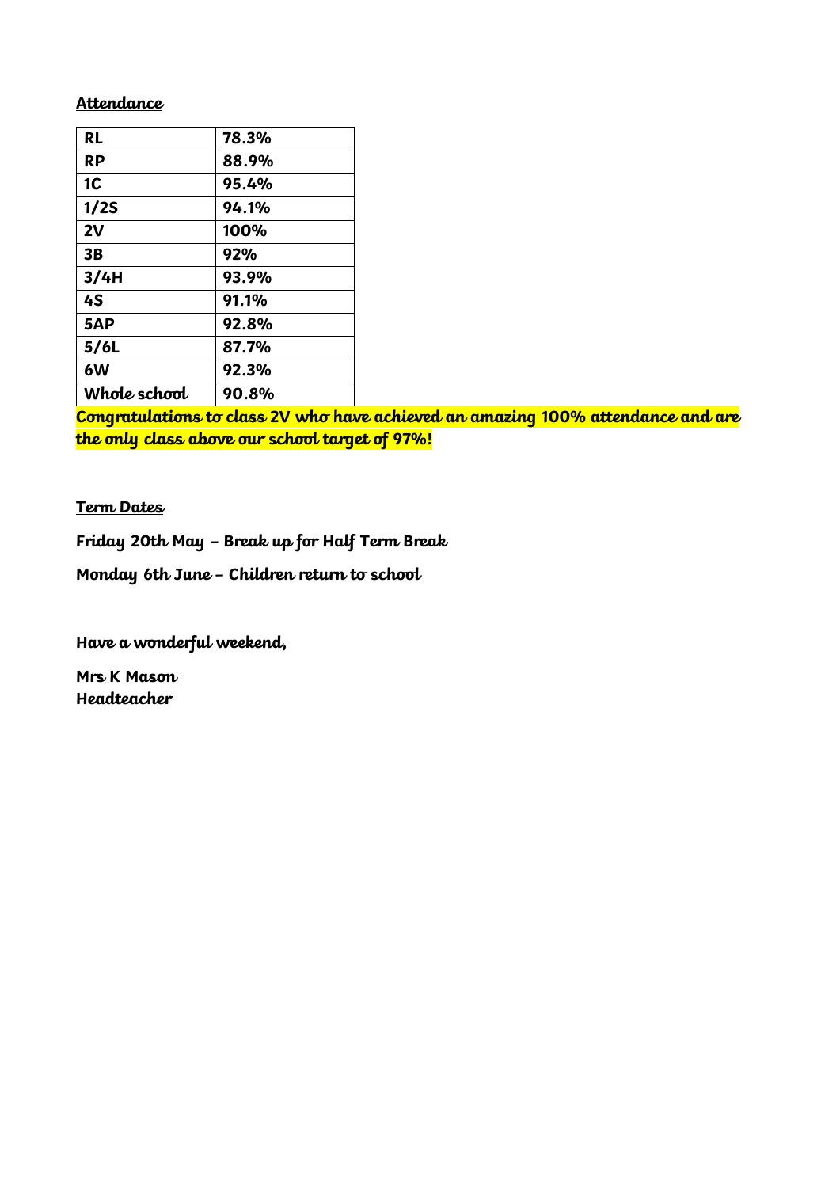**Attendance**

| | |
|---|---|
| **RL** | **78.3%** |
| **RP** | **88.9%** |
| **1C** | **95.4%** |
| **1/2S** | **94.1%** |
| **2V** | **100%** |
| **3B** | **92%** |
| **3/4H** | **93.9%** |
| **4S** | **91.1%** |
| **5AP** | **92.8%** |
| **5/6L** | **87.7%** |
| **6W** | **92.3%** |
| **Whole school** | **90.8%** |

**Congratulations to class 2V who have achieved an amazing 100% attendance and are the only class above our school target of 97%!**

**Term Dates**

**Friday 20th May – Break up for Half Term Break**

**Monday 6th June – Children return to school**

**Have a wonderful weekend,**

**Mrs K Mason**
**Headteacher**